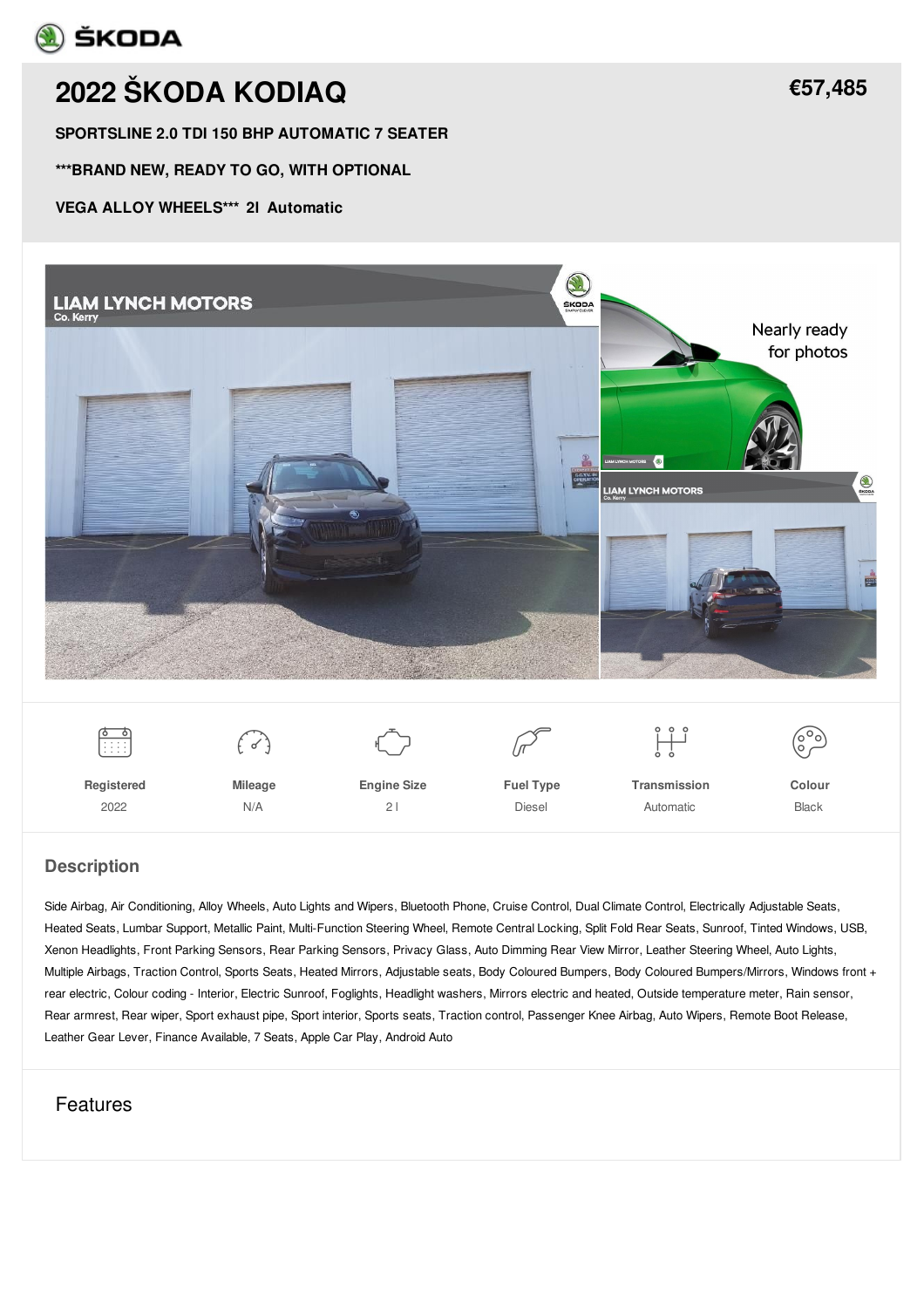# 2022 ŠKODA KODIAQ

**€57,485**

**SPORTSLINE 2.0 TDI 150 BHP AUTOMATIC 7 SEATER**

**\*\*\*BRAND NEW, READY TO GO, WITH OPTIONAL**

**VEGA ALLOY WHEELS\*\*\* 2l Automatic**

| Registered | Mileage | Engine Size | Fuel Type | Transmission | Colour |
| --- | --- | --- | --- | --- | --- |
| 2022 | N/A | 2 l | Diesel | Automatic | Black |

## Description

Side Airbag, Air Conditioning, Alloy Wheels, Auto Lights and Wipers, Bluetooth Phone, Cruise Control, Dual Climate Control, Electrically Adjustable Seats, Heated Seats, Lumbar Support, Metallic Paint, Multi-Function Steering Wheel, Remote Central Locking, Split Fold Rear Seats, Sunroof, Tinted Windows, USB, Xenon Headlights, Front Parking Sensors, Rear Parking Sensors, Privacy Glass, Auto Dimming Rear View Mirror, Leather Steering Wheel, Auto Lights, Multiple Airbags, Traction Control, Sports Seats, Heated Mirrors, Adjustable seats, Body Coloured Bumpers, Body Coloured Bumpers/Mirrors, Windows front + rear electric, Colour coding - Interior, Electric Sunroof, Foglights, Headlight washers, Mirrors electric and heated, Outside temperature meter, Rain sensor, Rear armrest, Rear wiper, Sport exhaust pipe, Sport interior, Sports seats, Traction control, Passenger Knee Airbag, Auto Wipers, Remote Boot Release, Leather Gear Lever, Finance Available, 7 Seats, Apple Car Play, Android Auto

## Features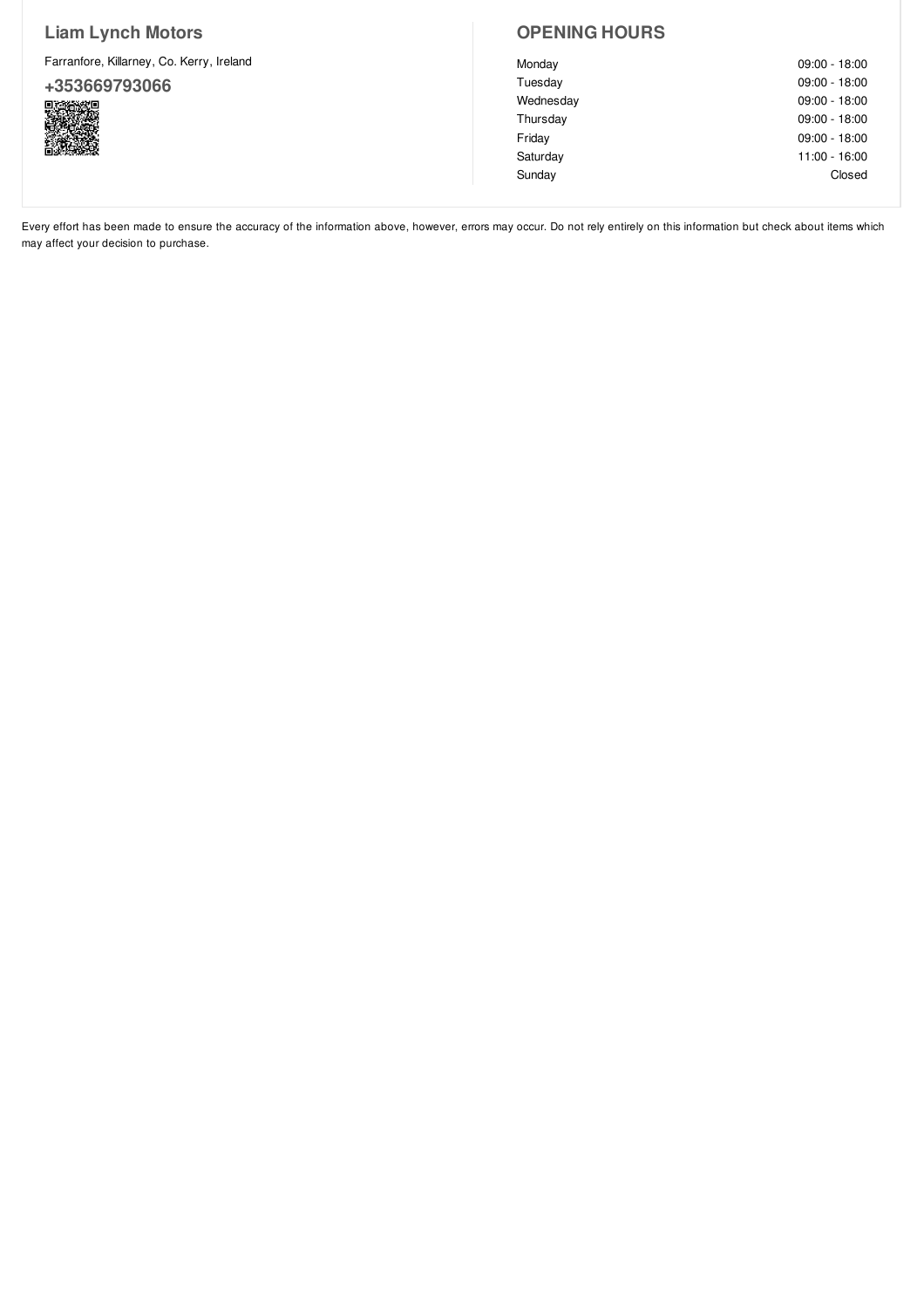## Liam Lynch Motors

Farranfore, Killarney, Co. Kerry, Ireland

**+353669793066**

## OPENING HOURS

| | |
|---|---|
| Monday | 09:00 - 18:00 |
| Tuesday | 09:00 - 18:00 |
| Wednesday | 09:00 - 18:00 |
| Thursday | 09:00 - 18:00 |
| Friday | 09:00 - 18:00 |
| Saturday | 11:00 - 16:00 |
| Sunday | Closed |

Every effort has been made to ensure the accuracy of the information above, however, errors may occur. Do not rely entirely on this information but check about items which may affect your decision to purchase.